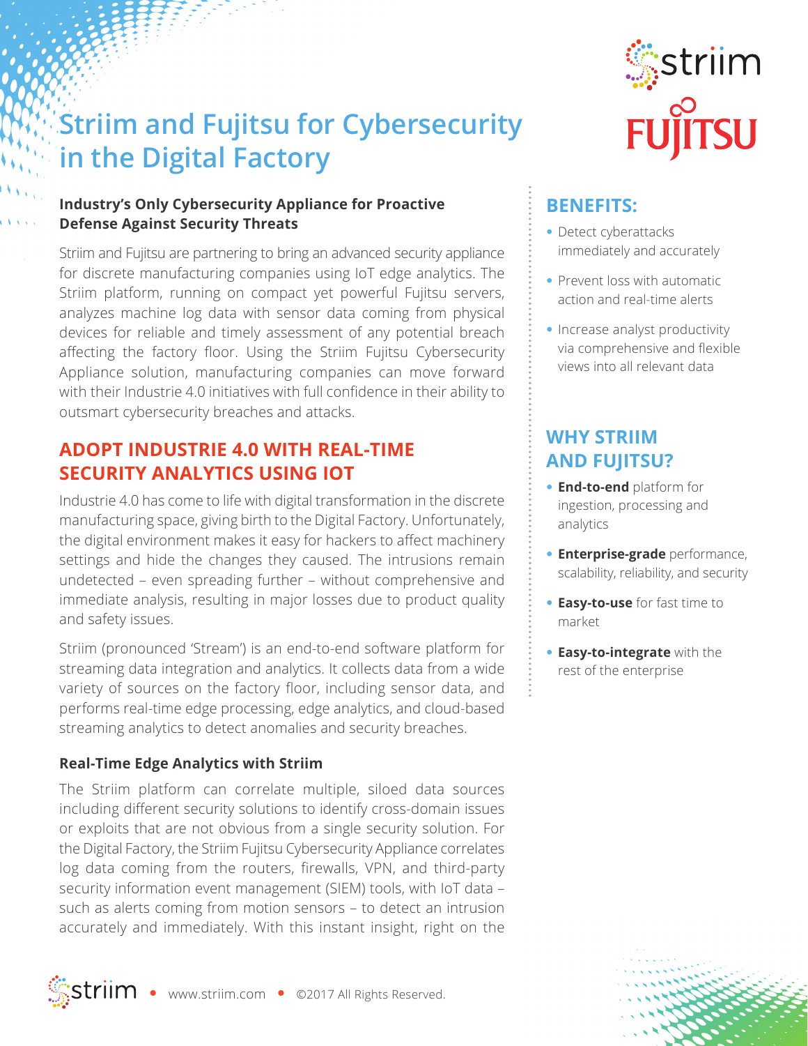# Striim and Fujitsu for Cybersecurity in the Digital Factory

### Industry's Only Cybersecurity Appliance for Proactive Defense Against Security Threats

Striim and Fujitsu are partnering to bring an advanced security appliance for discrete manufacturing companies using IoT edge analytics. The Striim platform, running on compact yet powerful Fujitsu servers, analyzes machine log data with sensor data coming from physical devices for reliable and timely assessment of any potential breach affecting the factory floor. Using the Striim Fujitsu Cybersecurity Appliance solution, manufacturing companies can move forward with their Industrie 4.0 initiatives with full confidence in their ability to outsmart cybersecurity breaches and attacks.

## ADOPT INDUSTRIE 4.0 WITH REAL-TIME SECURITY ANALYTICS USING IOT

Industrie 4.0 has come to life with digital transformation in the discrete manufacturing space, giving birth to the Digital Factory. Unfortunately, the digital environment makes it easy for hackers to affect machinery settings and hide the changes they caused. The intrusions remain undetected – even spreading further – without comprehensive and immediate analysis, resulting in major losses due to product quality and safety issues.

Striim (pronounced 'Stream') is an end-to-end software platform for streaming data integration and analytics. It collects data from a wide variety of sources on the factory floor, including sensor data, and performs real-time edge processing, edge analytics, and cloud-based streaming analytics to detect anomalies and security breaches.

### Real-Time Edge Analytics with Striim

The Striim platform can correlate multiple, siloed data sources including different security solutions to identify cross-domain issues or exploits that are not obvious from a single security solution. For the Digital Factory, the Striim Fujitsu Cybersecurity Appliance correlates log data coming from the routers, firewalls, VPN, and third-party security information event management (SIEM) tools, with IoT data – such as alerts coming from motion sensors – to detect an intrusion accurately and immediately. With this instant insight, right on the

## BENEFITS:

- Detect cyberattacks immediately and accurately
- Prevent loss with automatic action and real-time alerts
- Increase analyst productivity via comprehensive and flexible views into all relevant data

## WHY STRIIM AND FUJITSU?

- **End-to-end** platform for ingestion, processing and analytics
- **Enterprise-grade** performance, scalability, reliability, and security
- **Easy-to-use** for fast time to market
- **Easy-to-integrate** with the rest of the enterprise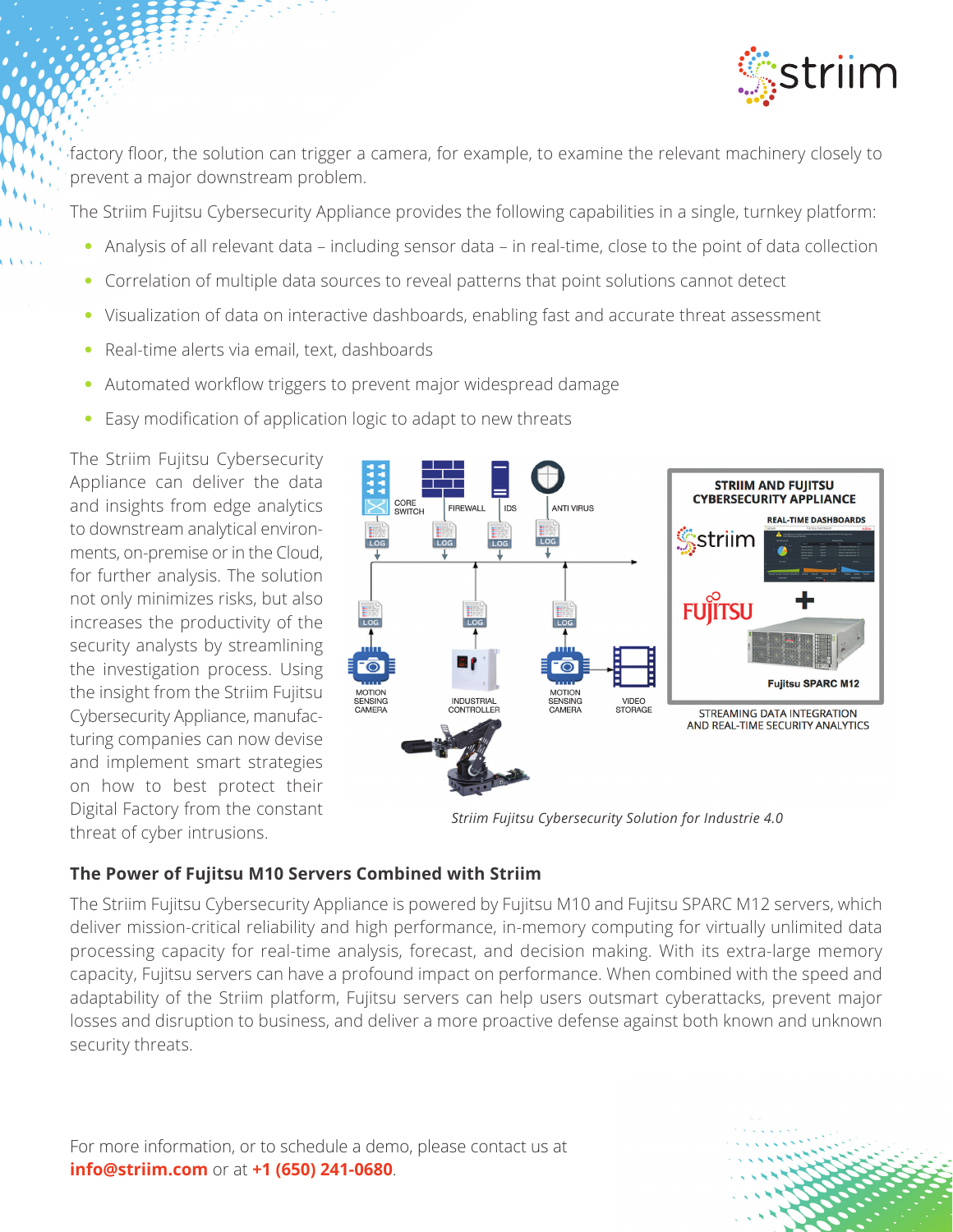factory floor, the solution can trigger a camera, for example, to examine the relevant machinery closely to prevent a major downstream problem.

The Striim Fujitsu Cybersecurity Appliance provides the following capabilities in a single, turnkey platform:

- Analysis of all relevant data – including sensor data – in real-time, close to the point of data collection
- Correlation of multiple data sources to reveal patterns that point solutions cannot detect
- Visualization of data on interactive dashboards, enabling fast and accurate threat assessment
- Real-time alerts via email, text, dashboards
- Automated workflow triggers to prevent major widespread damage
- Easy modification of application logic to adapt to new threats

The Striim Fujitsu Cybersecurity Appliance can deliver the data and insights from edge analytics to downstream analytical environments, on-premise or in the Cloud, for further analysis. The solution not only minimizes risks, but also increases the productivity of the security analysts by streamlining the investigation process. Using the insight from the Striim Fujitsu Cybersecurity Appliance, manufacturing companies can now devise and implement smart strategies on how to best protect their Digital Factory from the constant threat of cyber intrusions.

CORE SWITCH
FIREWALL
IDS
ANTI VIRUS
LOG
MOTION SENSING CAMERA
INDUSTRIAL CONTROLLER
MOTION SENSING CAMERA
VIDEO STORAGE
STRIIM AND FUJITSU CYBERSECURITY APPLIANCE
REAL-TIME DASHBOARDS
Fujitsu SPARC M12
STREAMING DATA INTEGRATION AND REAL-TIME SECURITY ANALYTICS

*Striim Fujitsu Cybersecurity Solution for Industrie 4.0*

### The Power of Fujitsu M10 Servers Combined with Striim

The Striim Fujitsu Cybersecurity Appliance is powered by Fujitsu M10 and Fujitsu SPARC M12 servers, which deliver mission-critical reliability and high performance, in-memory computing for virtually unlimited data processing capacity for real-time analysis, forecast, and decision making. With its extra-large memory capacity, Fujitsu servers can have a profound impact on performance. When combined with the speed and adaptability of the Striim platform, Fujitsu servers can help users outsmart cyberattacks, prevent major losses and disruption to business, and deliver a more proactive defense against both known and unknown security threats.

For more information, or to schedule a demo, please contact us at **info@striim.com** or at **+1 (650) 241-0680**.